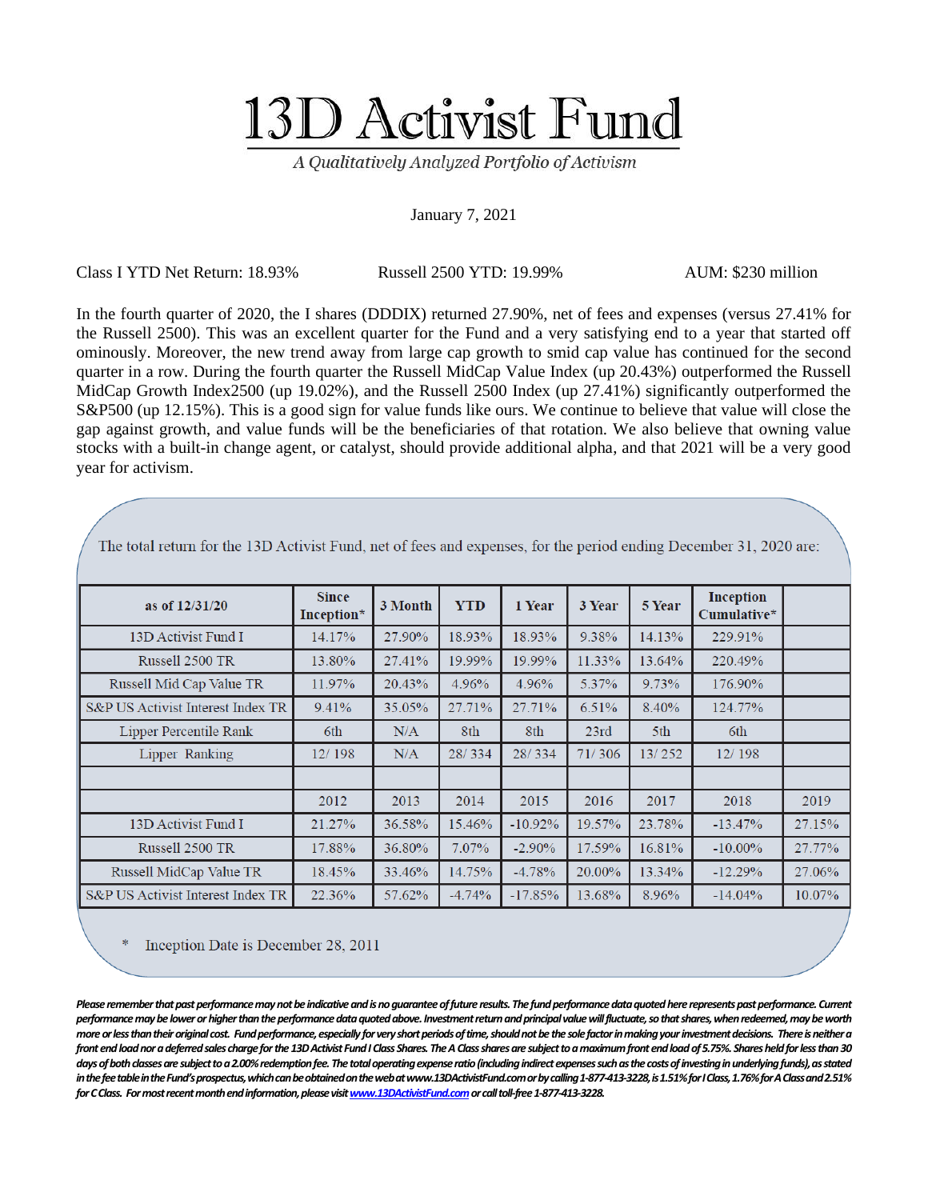# 13D Activist Fund

*A Qualitatively Analyzed Portfolio of Activism*

January 7, 2021

Class I YTD Net Return: 18.93% Russell 2500 YTD: 19.99% AUM: $230 million

In the fourth quarter of 2020, the I shares (DDDIX) returned 27.90%, net of fees and expenses (versus 27.41% for the Russell 2500). This was an excellent quarter for the Fund and a very satisfying end to a year that started off ominously. Moreover, the new trend away from large cap growth to smid cap value has continued for the second quarter in a row. During the fourth quarter the Russell MidCap Value Index (up 20.43%) outperformed the Russell MidCap Growth Index2500 (up 19.02%), and the Russell 2500 Index (up 27.41%) significantly outperformed the S&P500 (up 12.15%). This is a good sign for value funds like ours. We continue to believe that value will close the gap against growth, and value funds will be the beneficiaries of that rotation. We also believe that owning value stocks with a built-in change agent, or catalyst, should provide additional alpha, and that 2021 will be a very good year for activism.

The total return for the 13D Activist Fund, net of fees and expenses, for the period ending December 31, 2020 are:

| as of 12/31/20 | Since Inception* | 3 Month | YTD | 1 Year | 3 Year | 5 Year | Inception Cumulative* | |
|---|---|---|---|---|---|---|---|---|
| 13D Activist Fund I | 14.17% | 27.90% | 18.93% | 18.93% | 9.38% | 14.13% | 229.91% | |
| Russell 2500 TR | 13.80% | 27.41% | 19.99% | 19.99% | 11.33% | 13.64% | 220.49% | |
| Russell Mid Cap Value TR | 11.97% | 20.43% | 4.96% | 4.96% | 5.37% | 9.73% | 176.90% | |
| S&P US Activist Interest Index TR | 9.41% | 35.05% | 27.71% | 27.71% | 6.51% | 8.40% | 124.77% | |
| Lipper Percentile Rank | 6th | N/A | 8th | 8th | 23rd | 5th | 6th | |
| Lipper Ranking | 12/ 198 | N/A | 28/ 334 | 28/ 334 | 71/ 306 | 13/ 252 | 12/ 198 | |
| | | | | | | | | |
| | 2012 | 2013 | 2014 | 2015 | 2016 | 2017 | 2018 | 2019 |
| 13D Activist Fund I | 21.27% | 36.58% | 15.46% | -10.92% | 19.57% | 23.78% | -13.47% | 27.15% |
| Russell 2500 TR | 17.88% | 36.80% | 7.07% | -2.90% | 17.59% | 16.81% | -10.00% | 27.77% |
| Russell MidCap Value TR | 18.45% | 33.46% | 14.75% | -4.78% | 20.00% | 13.34% | -12.29% | 27.06% |
| S&P US Activist Interest Index TR | 22.36% | 57.62% | -4.74% | -17.85% | 13.68% | 8.96% | -14.04% | 10.07% |

\* Inception Date is December 28, 2011

***Please remember that past performance may not be indicative and is no guarantee of future results. The fund performance data quoted here represents past performance. Current performance may be lower or higher than the performance data quoted above. Investment return and principal value will fluctuate, so that shares, when redeemed, may be worth more or less than their original cost. Fund performance, especially for very short periods of time, should not be the sole factor in making your investment decisions. There is neither a front end load nor a deferred sales charge for the 13D Activist Fund I Class Shares. The A Class shares are subject to a maximum front end load of 5.75%. Shares held for less than 30 days of both classes are subject to a 2.00% redemption fee. The total operating expense ratio (including indirect expenses such as the costs of investing in underlying funds), as stated in the fee table in the Fund's prospectus, which can be obtained on the web at www.13DActivistFund.com or by calling 1-877-413-3228, is 1.51% for I Class, 1.76% for A Class and 2.51% for C Class. For most recent month end information, please visit [www.13DActivistFund.com](http://www.13DActivistFund.com) or call toll-free 1-877-413-3228.***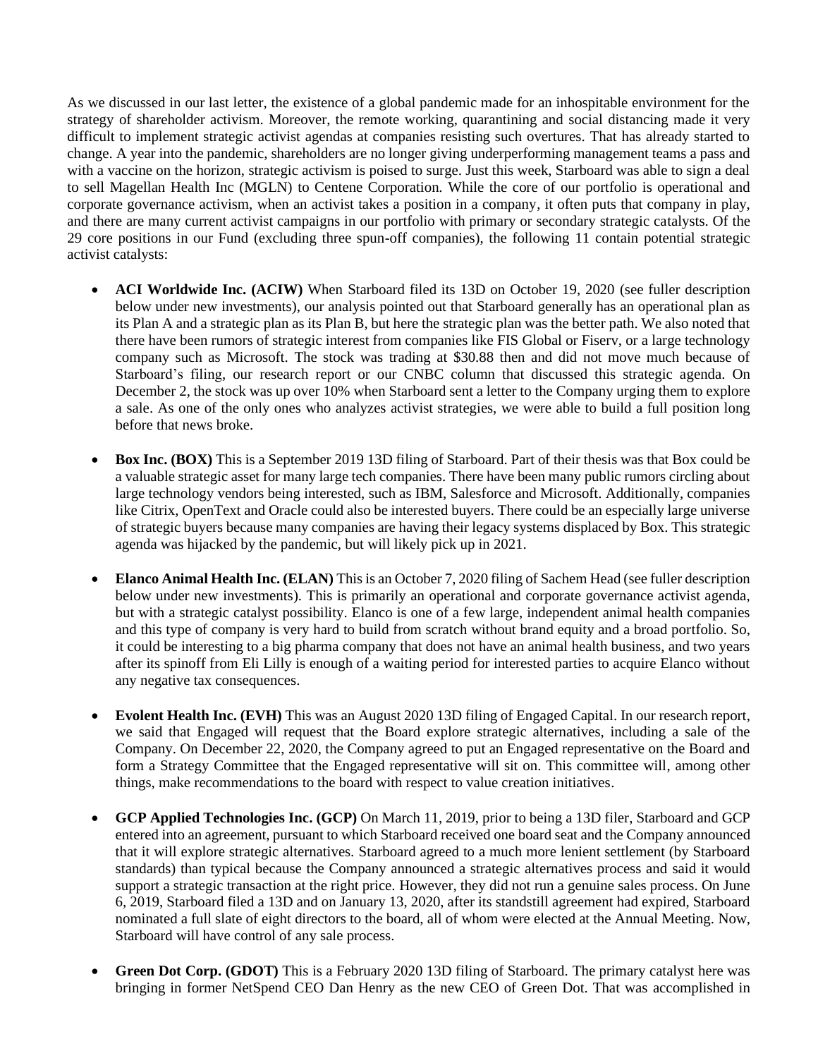As we discussed in our last letter, the existence of a global pandemic made for an inhospitable environment for the strategy of shareholder activism. Moreover, the remote working, quarantining and social distancing made it very difficult to implement strategic activist agendas at companies resisting such overtures. That has already started to change. A year into the pandemic, shareholders are no longer giving underperforming management teams a pass and with a vaccine on the horizon, strategic activism is poised to surge. Just this week, Starboard was able to sign a deal to sell Magellan Health Inc (MGLN) to Centene Corporation. While the core of our portfolio is operational and corporate governance activism, when an activist takes a position in a company, it often puts that company in play, and there are many current activist campaigns in our portfolio with primary or secondary strategic catalysts. Of the 29 core positions in our Fund (excluding three spun-off companies), the following 11 contain potential strategic activist catalysts:

- **ACI Worldwide Inc. (ACIW)** When Starboard filed its 13D on October 19, 2020 (see fuller description below under new investments), our analysis pointed out that Starboard generally has an operational plan as its Plan A and a strategic plan as its Plan B, but here the strategic plan was the better path. We also noted that there have been rumors of strategic interest from companies like FIS Global or Fiserv, or a large technology company such as Microsoft. The stock was trading at $30.88 then and did not move much because of Starboard's filing, our research report or our CNBC column that discussed this strategic agenda. On December 2, the stock was up over 10% when Starboard sent a letter to the Company urging them to explore a sale. As one of the only ones who analyzes activist strategies, we were able to build a full position long before that news broke.

- **Box Inc. (BOX)** This is a September 2019 13D filing of Starboard. Part of their thesis was that Box could be a valuable strategic asset for many large tech companies. There have been many public rumors circling about large technology vendors being interested, such as IBM, Salesforce and Microsoft. Additionally, companies like Citrix, OpenText and Oracle could also be interested buyers. There could be an especially large universe of strategic buyers because many companies are having their legacy systems displaced by Box. This strategic agenda was hijacked by the pandemic, but will likely pick up in 2021.

- **Elanco Animal Health Inc. (ELAN)** This is an October 7, 2020 filing of Sachem Head (see fuller description below under new investments). This is primarily an operational and corporate governance activist agenda, but with a strategic catalyst possibility. Elanco is one of a few large, independent animal health companies and this type of company is very hard to build from scratch without brand equity and a broad portfolio. So, it could be interesting to a big pharma company that does not have an animal health business, and two years after its spinoff from Eli Lilly is enough of a waiting period for interested parties to acquire Elanco without any negative tax consequences.

- **Evolent Health Inc. (EVH)** This was an August 2020 13D filing of Engaged Capital. In our research report, we said that Engaged will request that the Board explore strategic alternatives, including a sale of the Company. On December 22, 2020, the Company agreed to put an Engaged representative on the Board and form a Strategy Committee that the Engaged representative will sit on. This committee will, among other things, make recommendations to the board with respect to value creation initiatives.

- **GCP Applied Technologies Inc. (GCP)** On March 11, 2019, prior to being a 13D filer, Starboard and GCP entered into an agreement, pursuant to which Starboard received one board seat and the Company announced that it will explore strategic alternatives. Starboard agreed to a much more lenient settlement (by Starboard standards) than typical because the Company announced a strategic alternatives process and said it would support a strategic transaction at the right price. However, they did not run a genuine sales process. On June 6, 2019, Starboard filed a 13D and on January 13, 2020, after its standstill agreement had expired, Starboard nominated a full slate of eight directors to the board, all of whom were elected at the Annual Meeting. Now, Starboard will have control of any sale process.

- **Green Dot Corp. (GDOT)** This is a February 2020 13D filing of Starboard. The primary catalyst here was bringing in former NetSpend CEO Dan Henry as the new CEO of Green Dot. That was accomplished in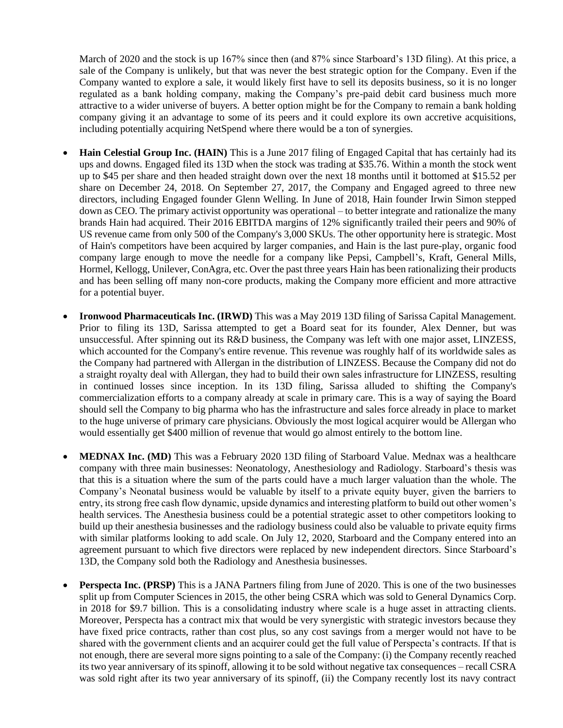March of 2020 and the stock is up 167% since then (and 87% since Starboard's 13D filing). At this price, a sale of the Company is unlikely, but that was never the best strategic option for the Company. Even if the Company wanted to explore a sale, it would likely first have to sell its deposits business, so it is no longer regulated as a bank holding company, making the Company's pre-paid debit card business much more attractive to a wider universe of buyers. A better option might be for the Company to remain a bank holding company giving it an advantage to some of its peers and it could explore its own accretive acquisitions, including potentially acquiring NetSpend where there would be a ton of synergies.

- **Hain Celestial Group Inc. (HAIN)** This is a June 2017 filing of Engaged Capital that has certainly had its ups and downs. Engaged filed its 13D when the stock was trading at $35.76. Within a month the stock went up to $45 per share and then headed straight down over the next 18 months until it bottomed at $15.52 per share on December 24, 2018. On September 27, 2017, the Company and Engaged agreed to three new directors, including Engaged founder Glenn Welling. In June of 2018, Hain founder Irwin Simon stepped down as CEO. The primary activist opportunity was operational – to better integrate and rationalize the many brands Hain had acquired. Their 2016 EBITDA margins of 12% significantly trailed their peers and 90% of US revenue came from only 500 of the Company's 3,000 SKUs. The other opportunity here is strategic. Most of Hain's competitors have been acquired by larger companies, and Hain is the last pure-play, organic food company large enough to move the needle for a company like Pepsi, Campbell's, Kraft, General Mills, Hormel, Kellogg, Unilever, ConAgra, etc. Over the past three years Hain has been rationalizing their products and has been selling off many non-core products, making the Company more efficient and more attractive for a potential buyer.

- **Ironwood Pharmaceuticals Inc. (IRWD)** This was a May 2019 13D filing of Sarissa Capital Management. Prior to filing its 13D, Sarissa attempted to get a Board seat for its founder, Alex Denner, but was unsuccessful. After spinning out its R&D business, the Company was left with one major asset, LINZESS, which accounted for the Company's entire revenue. This revenue was roughly half of its worldwide sales as the Company had partnered with Allergan in the distribution of LINZESS. Because the Company did not do a straight royalty deal with Allergan, they had to build their own sales infrastructure for LINZESS, resulting in continued losses since inception. In its 13D filing, Sarissa alluded to shifting the Company's commercialization efforts to a company already at scale in primary care. This is a way of saying the Board should sell the Company to big pharma who has the infrastructure and sales force already in place to market to the huge universe of primary care physicians. Obviously the most logical acquirer would be Allergan who would essentially get $400 million of revenue that would go almost entirely to the bottom line.

- **MEDNAX Inc. (MD)** This was a February 2020 13D filing of Starboard Value. Mednax was a healthcare company with three main businesses: Neonatology, Anesthesiology and Radiology. Starboard's thesis was that this is a situation where the sum of the parts could have a much larger valuation than the whole. The Company's Neonatal business would be valuable by itself to a private equity buyer, given the barriers to entry, its strong free cash flow dynamic, upside dynamics and interesting platform to build out other women's health services. The Anesthesia business could be a potential strategic asset to other competitors looking to build up their anesthesia businesses and the radiology business could also be valuable to private equity firms with similar platforms looking to add scale. On July 12, 2020, Starboard and the Company entered into an agreement pursuant to which five directors were replaced by new independent directors. Since Starboard's 13D, the Company sold both the Radiology and Anesthesia businesses.

- **Perspecta Inc. (PRSP)** This is a JANA Partners filing from June of 2020. This is one of the two businesses split up from Computer Sciences in 2015, the other being CSRA which was sold to General Dynamics Corp. in 2018 for $9.7 billion. This is a consolidating industry where scale is a huge asset in attracting clients. Moreover, Perspecta has a contract mix that would be very synergistic with strategic investors because they have fixed price contracts, rather than cost plus, so any cost savings from a merger would not have to be shared with the government clients and an acquirer could get the full value of Perspecta's contracts. If that is not enough, there are several more signs pointing to a sale of the Company: (i) the Company recently reached its two year anniversary of its spinoff, allowing it to be sold without negative tax consequences – recall CSRA was sold right after its two year anniversary of its spinoff, (ii) the Company recently lost its navy contract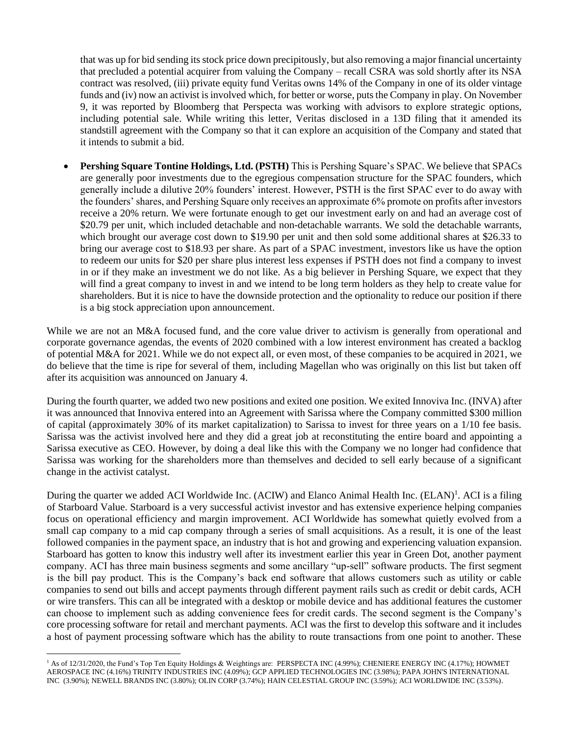that was up for bid sending its stock price down precipitously, but also removing a major financial uncertainty that precluded a potential acquirer from valuing the Company – recall CSRA was sold shortly after its NSA contract was resolved, (iii) private equity fund Veritas owns 14% of the Company in one of its older vintage funds and (iv) now an activist is involved which, for better or worse, puts the Company in play. On November 9, it was reported by Bloomberg that Perspecta was working with advisors to explore strategic options, including potential sale. While writing this letter, Veritas disclosed in a 13D filing that it amended its standstill agreement with the Company so that it can explore an acquisition of the Company and stated that it intends to submit a bid.

- **Pershing Square Tontine Holdings, Ltd. (PSTH)** This is Pershing Square's SPAC. We believe that SPACs are generally poor investments due to the egregious compensation structure for the SPAC founders, which generally include a dilutive 20% founders' interest. However, PSTH is the first SPAC ever to do away with the founders' shares, and Pershing Square only receives an approximate 6% promote on profits after investors receive a 20% return. We were fortunate enough to get our investment early on and had an average cost of $20.79 per unit, which included detachable and non-detachable warrants. We sold the detachable warrants, which brought our average cost down to $19.90 per unit and then sold some additional shares at $26.33 to bring our average cost to $18.93 per share. As part of a SPAC investment, investors like us have the option to redeem our units for $20 per share plus interest less expenses if PSTH does not find a company to invest in or if they make an investment we do not like. As a big believer in Pershing Square, we expect that they will find a great company to invest in and we intend to be long term holders as they help to create value for shareholders. But it is nice to have the downside protection and the optionality to reduce our position if there is a big stock appreciation upon announcement.

While we are not an M&A focused fund, and the core value driver to activism is generally from operational and corporate governance agendas, the events of 2020 combined with a low interest environment has created a backlog of potential M&A for 2021. While we do not expect all, or even most, of these companies to be acquired in 2021, we do believe that the time is ripe for several of them, including Magellan who was originally on this list but taken off after its acquisition was announced on January 4.

During the fourth quarter, we added two new positions and exited one position. We exited Innoviva Inc. (INVA) after it was announced that Innoviva entered into an Agreement with Sarissa where the Company committed $300 million of capital (approximately 30% of its market capitalization) to Sarissa to invest for three years on a 1/10 fee basis. Sarissa was the activist involved here and they did a great job at reconstituting the entire board and appointing a Sarissa executive as CEO. However, by doing a deal like this with the Company we no longer had confidence that Sarissa was working for the shareholders more than themselves and decided to sell early because of a significant change in the activist catalyst.

During the quarter we added ACI Worldwide Inc. (ACIW) and Elanco Animal Health Inc. (ELAN)[1]. ACI is a filing of Starboard Value. Starboard is a very successful activist investor and has extensive experience helping companies focus on operational efficiency and margin improvement. ACI Worldwide has somewhat quietly evolved from a small cap company to a mid cap company through a series of small acquisitions. As a result, it is one of the least followed companies in the payment space, an industry that is hot and growing and experiencing valuation expansion. Starboard has gotten to know this industry well after its investment earlier this year in Green Dot, another payment company. ACI has three main business segments and some ancillary "up-sell" software products. The first segment is the bill pay product. This is the Company's back end software that allows customers such as utility or cable companies to send out bills and accept payments through different payment rails such as credit or debit cards, ACH or wire transfers. This can all be integrated with a desktop or mobile device and has additional features the customer can choose to implement such as adding convenience fees for credit cards. The second segment is the Company's core processing software for retail and merchant payments. ACI was the first to develop this software and it includes a host of payment processing software which has the ability to route transactions from one point to another. These

[1] As of 12/31/2020, the Fund's Top Ten Equity Holdings & Weightings are: PERSPECTA INC (4.99%); CHENIERE ENERGY INC (4.17%); HOWMET AEROSPACE INC (4.16%) TRINITY INDUSTRIES INC (4.09%); GCP APPLIED TECHNOLOGIES INC (3.98%); PAPA JOHN'S INTERNATIONAL INC (3.90%); NEWELL BRANDS INC (3.80%); OLIN CORP (3.74%); HAIN CELESTIAL GROUP INC (3.59%); ACI WORLDWIDE INC (3.53%).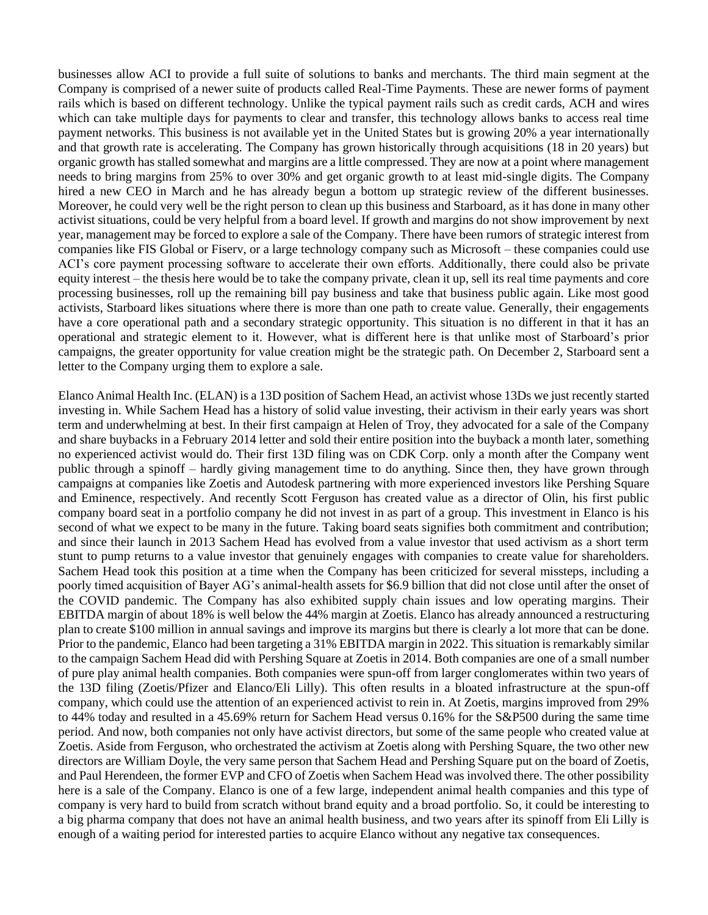businesses allow ACI to provide a full suite of solutions to banks and merchants. The third main segment at the Company is comprised of a newer suite of products called Real-Time Payments. These are newer forms of payment rails which is based on different technology. Unlike the typical payment rails such as credit cards, ACH and wires which can take multiple days for payments to clear and transfer, this technology allows banks to access real time payment networks. This business is not available yet in the United States but is growing 20% a year internationally and that growth rate is accelerating. The Company has grown historically through acquisitions (18 in 20 years) but organic growth has stalled somewhat and margins are a little compressed. They are now at a point where management needs to bring margins from 25% to over 30% and get organic growth to at least mid-single digits. The Company hired a new CEO in March and he has already begun a bottom up strategic review of the different businesses. Moreover, he could very well be the right person to clean up this business and Starboard, as it has done in many other activist situations, could be very helpful from a board level. If growth and margins do not show improvement by next year, management may be forced to explore a sale of the Company. There have been rumors of strategic interest from companies like FIS Global or Fiserv, or a large technology company such as Microsoft – these companies could use ACI's core payment processing software to accelerate their own efforts. Additionally, there could also be private equity interest – the thesis here would be to take the company private, clean it up, sell its real time payments and core processing businesses, roll up the remaining bill pay business and take that business public again. Like most good activists, Starboard likes situations where there is more than one path to create value. Generally, their engagements have a core operational path and a secondary strategic opportunity. This situation is no different in that it has an operational and strategic element to it. However, what is different here is that unlike most of Starboard's prior campaigns, the greater opportunity for value creation might be the strategic path. On December 2, Starboard sent a letter to the Company urging them to explore a sale.

Elanco Animal Health Inc. (ELAN) is a 13D position of Sachem Head, an activist whose 13Ds we just recently started investing in. While Sachem Head has a history of solid value investing, their activism in their early years was short term and underwhelming at best. In their first campaign at Helen of Troy, they advocated for a sale of the Company and share buybacks in a February 2014 letter and sold their entire position into the buyback a month later, something no experienced activist would do. Their first 13D filing was on CDK Corp. only a month after the Company went public through a spinoff – hardly giving management time to do anything. Since then, they have grown through campaigns at companies like Zoetis and Autodesk partnering with more experienced investors like Pershing Square and Eminence, respectively. And recently Scott Ferguson has created value as a director of Olin, his first public company board seat in a portfolio company he did not invest in as part of a group. This investment in Elanco is his second of what we expect to be many in the future. Taking board seats signifies both commitment and contribution; and since their launch in 2013 Sachem Head has evolved from a value investor that used activism as a short term stunt to pump returns to a value investor that genuinely engages with companies to create value for shareholders. Sachem Head took this position at a time when the Company has been criticized for several missteps, including a poorly timed acquisition of Bayer AG's animal-health assets for $6.9 billion that did not close until after the onset of the COVID pandemic. The Company has also exhibited supply chain issues and low operating margins. Their EBITDA margin of about 18% is well below the 44% margin at Zoetis. Elanco has already announced a restructuring plan to create $100 million in annual savings and improve its margins but there is clearly a lot more that can be done. Prior to the pandemic, Elanco had been targeting a 31% EBITDA margin in 2022. This situation is remarkably similar to the campaign Sachem Head did with Pershing Square at Zoetis in 2014. Both companies are one of a small number of pure play animal health companies. Both companies were spun-off from larger conglomerates within two years of the 13D filing (Zoetis/Pfizer and Elanco/Eli Lilly). This often results in a bloated infrastructure at the spun-off company, which could use the attention of an experienced activist to rein in. At Zoetis, margins improved from 29% to 44% today and resulted in a 45.69% return for Sachem Head versus 0.16% for the S&P500 during the same time period. And now, both companies not only have activist directors, but some of the same people who created value at Zoetis. Aside from Ferguson, who orchestrated the activism at Zoetis along with Pershing Square, the two other new directors are William Doyle, the very same person that Sachem Head and Pershing Square put on the board of Zoetis, and Paul Herendeen, the former EVP and CFO of Zoetis when Sachem Head was involved there. The other possibility here is a sale of the Company. Elanco is one of a few large, independent animal health companies and this type of company is very hard to build from scratch without brand equity and a broad portfolio. So, it could be interesting to a big pharma company that does not have an animal health business, and two years after its spinoff from Eli Lilly is enough of a waiting period for interested parties to acquire Elanco without any negative tax consequences.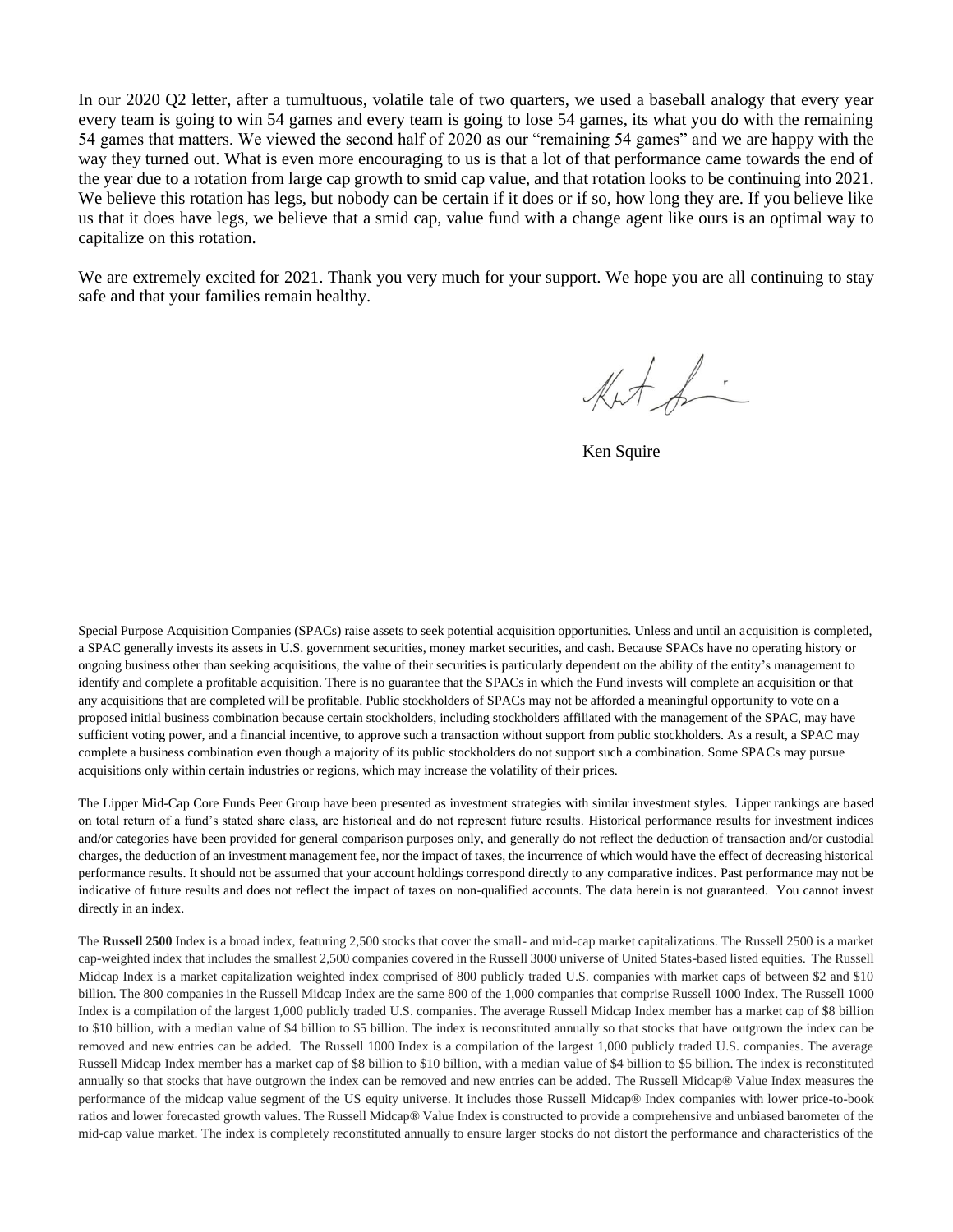In our 2020 Q2 letter, after a tumultuous, volatile tale of two quarters, we used a baseball analogy that every year every team is going to win 54 games and every team is going to lose 54 games, its what you do with the remaining 54 games that matters. We viewed the second half of 2020 as our "remaining 54 games" and we are happy with the way they turned out. What is even more encouraging to us is that a lot of that performance came towards the end of the year due to a rotation from large cap growth to smid cap value, and that rotation looks to be continuing into 2021. We believe this rotation has legs, but nobody can be certain if it does or if so, how long they are. If you believe like us that it does have legs, we believe that a smid cap, value fund with a change agent like ours is an optimal way to capitalize on this rotation.

We are extremely excited for 2021. Thank you very much for your support. We hope you are all continuing to stay safe and that your families remain healthy.

Ken Squire

Special Purpose Acquisition Companies (SPACs) raise assets to seek potential acquisition opportunities. Unless and until an acquisition is completed, a SPAC generally invests its assets in U.S. government securities, money market securities, and cash. Because SPACs have no operating history or ongoing business other than seeking acquisitions, the value of their securities is particularly dependent on the ability of the entity's management to identify and complete a profitable acquisition. There is no guarantee that the SPACs in which the Fund invests will complete an acquisition or that any acquisitions that are completed will be profitable. Public stockholders of SPACs may not be afforded a meaningful opportunity to vote on a proposed initial business combination because certain stockholders, including stockholders affiliated with the management of the SPAC, may have sufficient voting power, and a financial incentive, to approve such a transaction without support from public stockholders. As a result, a SPAC may complete a business combination even though a majority of its public stockholders do not support such a combination. Some SPACs may pursue acquisitions only within certain industries or regions, which may increase the volatility of their prices.

The Lipper Mid-Cap Core Funds Peer Group have been presented as investment strategies with similar investment styles. Lipper rankings are based on total return of a fund's stated share class, are historical and do not represent future results. Historical performance results for investment indices and/or categories have been provided for general comparison purposes only, and generally do not reflect the deduction of transaction and/or custodial charges, the deduction of an investment management fee, nor the impact of taxes, the incurrence of which would have the effect of decreasing historical performance results. It should not be assumed that your account holdings correspond directly to any comparative indices. Past performance may not be indicative of future results and does not reflect the impact of taxes on non-qualified accounts. The data herein is not guaranteed. You cannot invest directly in an index.

The **Russell 2500** Index is a broad index, featuring 2,500 stocks that cover the small- and mid-cap market capitalizations. The Russell 2500 is a market cap-weighted index that includes the smallest 2,500 companies covered in the Russell 3000 universe of United States-based listed equities. The Russell Midcap Index is a market capitalization weighted index comprised of 800 publicly traded U.S. companies with market caps of between $2 and $10 billion. The 800 companies in the Russell Midcap Index are the same 800 of the 1,000 companies that comprise Russell 1000 Index. The Russell 1000 Index is a compilation of the largest 1,000 publicly traded U.S. companies. The average Russell Midcap Index member has a market cap of $8 billion to $10 billion, with a median value of $4 billion to $5 billion. The index is reconstituted annually so that stocks that have outgrown the index can be removed and new entries can be added. The Russell 1000 Index is a compilation of the largest 1,000 publicly traded U.S. companies. The average Russell Midcap Index member has a market cap of $8 billion to $10 billion, with a median value of $4 billion to $5 billion. The index is reconstituted annually so that stocks that have outgrown the index can be removed and new entries can be added. The Russell Midcap® Value Index measures the performance of the midcap value segment of the US equity universe. It includes those Russell Midcap® Index companies with lower price-to-book ratios and lower forecasted growth values. The Russell Midcap® Value Index is constructed to provide a comprehensive and unbiased barometer of the mid-cap value market. The index is completely reconstituted annually to ensure larger stocks do not distort the performance and characteristics of the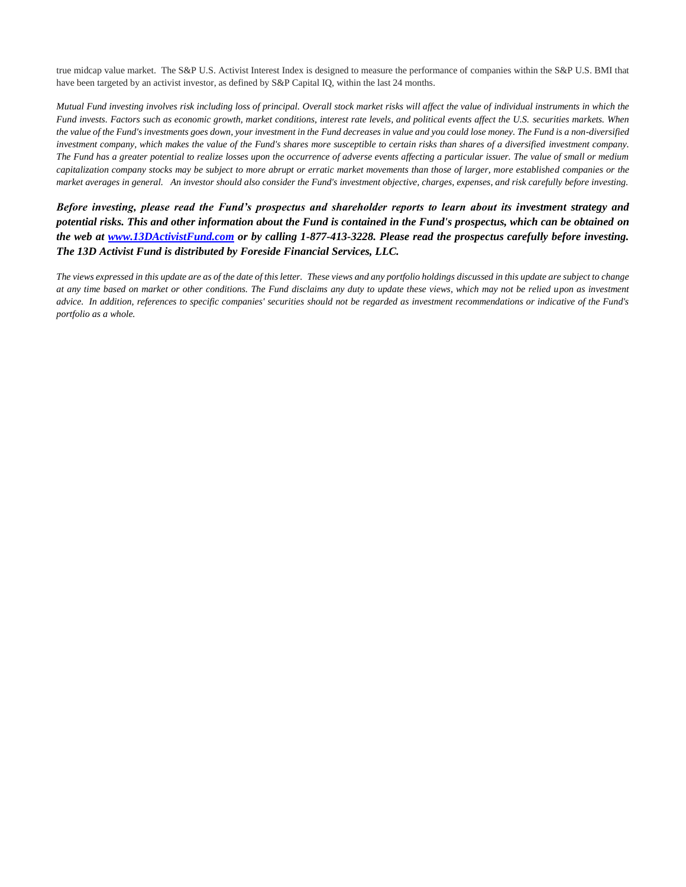true midcap value market. The S&P U.S. Activist Interest Index is designed to measure the performance of companies within the S&P U.S. BMI that have been targeted by an activist investor, as defined by S&P Capital IQ, within the last 24 months.

*Mutual Fund investing involves risk including loss of principal. Overall stock market risks will affect the value of individual instruments in which the Fund invests. Factors such as economic growth, market conditions, interest rate levels, and political events affect the U.S. securities markets. When the value of the Fund's investments goes down, your investment in the Fund decreases in value and you could lose money. The Fund is a non-diversified investment company, which makes the value of the Fund's shares more susceptible to certain risks than shares of a diversified investment company. The Fund has a greater potential to realize losses upon the occurrence of adverse events affecting a particular issuer. The value of small or medium capitalization company stocks may be subject to more abrupt or erratic market movements than those of larger, more established companies or the market averages in general. An investor should also consider the Fund's investment objective, charges, expenses, and risk carefully before investing.*

***Before investing, please read the Fund's prospectus and shareholder reports to learn about its investment strategy and potential risks. This and other information about the Fund is contained in the Fund's prospectus, which can be obtained on the web at [www.13DActivistFund.com](http://www.13DActivistFund.com) or by calling 1-877-413-3228. Please read the prospectus carefully before investing. The 13D Activist Fund is distributed by Foreside Financial Services, LLC.***

*The views expressed in this update are as of the date of this letter. These views and any portfolio holdings discussed in this update are subject to change at any time based on market or other conditions. The Fund disclaims any duty to update these views, which may not be relied upon as investment advice. In addition, references to specific companies' securities should not be regarded as investment recommendations or indicative of the Fund's portfolio as a whole.*